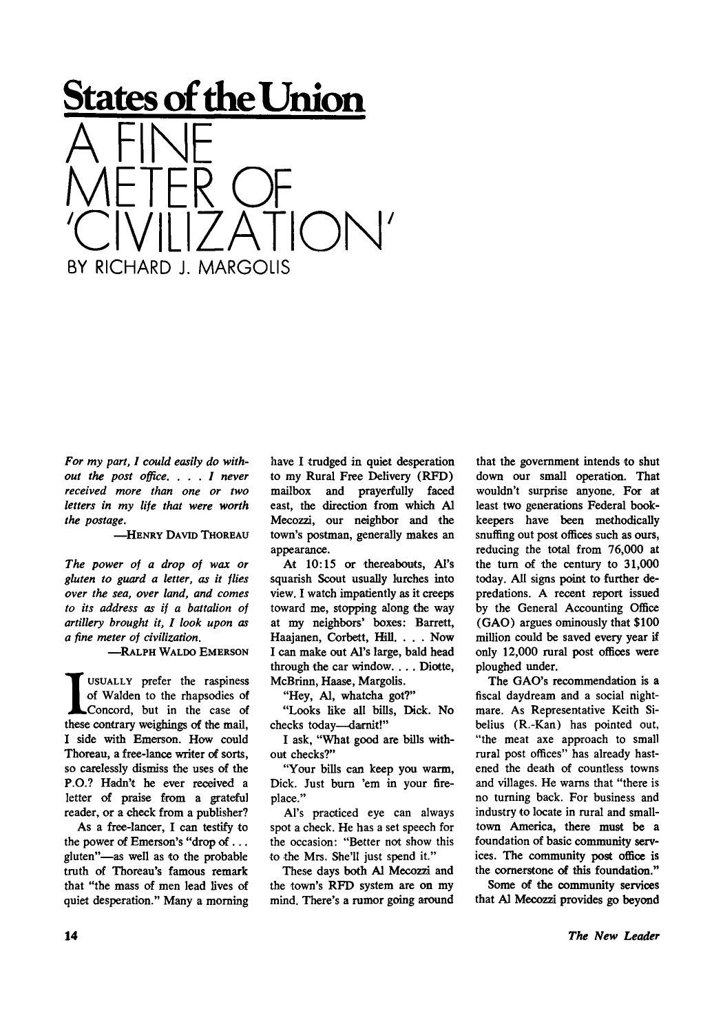# States of the Union

# A FINE METER OF 'CIVILIZATION'

BY RICHARD J. MARGOLIS

*For my part, I could easily do without the post office. . . . I never received more than one or two letters in my life that were worth the postage.*

—HENRY DAVID THOREAU

*The power of a drop of wax or gluten to guard a letter, as it flies over the sea, over land, and comes to its address as if a battalion of artillery brought it, I look upon as a fine meter of civilization.*

—RALPH WALDO EMERSON

I USUALLY prefer the raspiness of Walden to the rhapsodies of Concord, but in the case of these contrary weighings of the mail, I side with Emerson. How could Thoreau, a free-lance writer of sorts, so carelessly dismiss the uses of the P.O.? Hadn't he ever received a letter of praise from a grateful reader, or a check from a publisher?

As a free-lancer, I can testify to the power of Emerson's "drop of . . . gluten"—as well as to the probable truth of Thoreau's famous remark that "the mass of men lead lives of quiet desperation." Many a morning have I trudged in quiet desperation to my Rural Free Delivery (RFD) mailbox and prayerfully faced east, the direction from which Al Mecozzi, our neighbor and the town's postman, generally makes an appearance.

At 10:15 or thereabouts, Al's squarish Scout usually lurches into view. I watch impatiently as it creeps toward me, stopping along the way at my neighbors' boxes: Barrett, Haajanen, Corbett, Hill. . . . Now I can make out Al's large, bald head through the car window. . . . Diotte, McBrinn, Haase, Margolis.

"Hey, Al, whatcha got?"

"Looks like all bills, Dick. No checks today—darnit!"

I ask, "What good are bills without checks?"

"Your bills can keep you warm, Dick. Just burn 'em in your fireplace."

Al's practiced eye can always spot a check. He has a set speech for the occasion: "Better not show this to the Mrs. She'll just spend it."

These days both Al Mecozzi and the town's RFD system are on my mind. There's a rumor going around that the government intends to shut down our small operation. That wouldn't surprise anyone. For at least two generations Federal bookkeepers have been methodically snuffing out post offices such as ours, reducing the total from 76,000 at the turn of the century to 31,000 today. All signs point to further depredations. A recent report issued by the General Accounting Office (GAO) argues ominously that $100 million could be saved every year if only 12,000 rural post offices were ploughed under.

The GAO's recommendation is a fiscal daydream and a social nightmare. As Representative Keith Sibelius (R.-Kan) has pointed out, "the meat axe approach to small rural post offices" has already hastened the death of countless towns and villages. He warns that "there is no turning back. For business and industry to locate in rural and small-town America, there must be a foundation of basic community services. The community post office is the cornerstone of this foundation."

Some of the community services that Al Mecozzi provides go beyond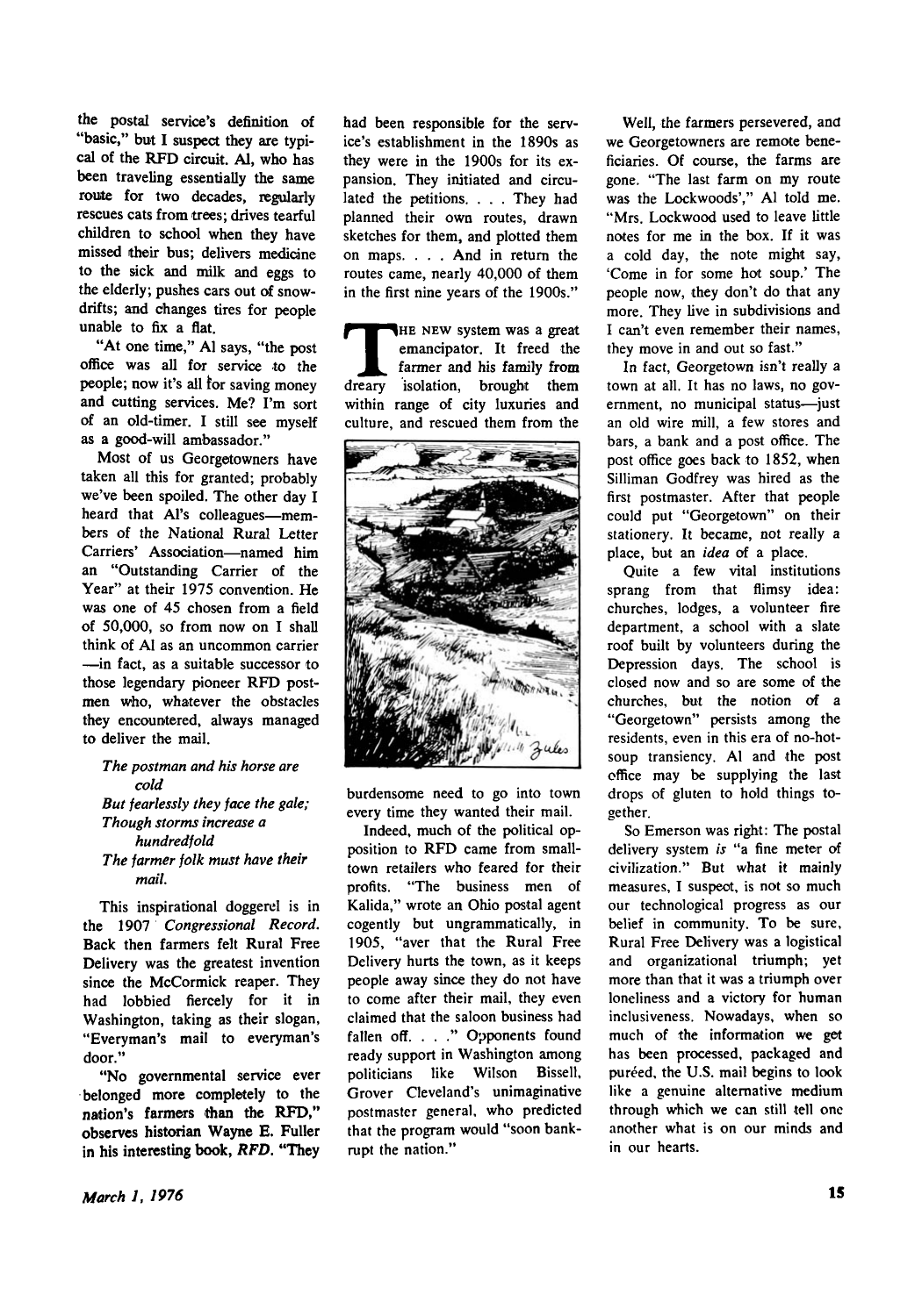the postal service's definition of "basic," but I suspect they are typical of the RFD circuit. Al, who has been traveling essentially the same route for two decades, regularly rescues cats from trees; drives tearful children to school when they have missed their bus; delivers medicine to the sick and milk and eggs to the elderly; pushes cars out of snowdrifts; and changes tires for people unable to fix a flat.

"At one time," Al says, "the post office was all for service to the people; now it's all for saving money and cutting services. Me? I'm sort of an old-timer. I still see myself as a good-will ambassador."

Most of us Georgetowners have taken all this for granted; probably we've been spoiled. The other day I heard that Al's colleagues—members of the National Rural Letter Carriers' Association—named him an "Outstanding Carrier of the Year" at their 1975 convention. He was one of 45 chosen from a field of 50,000, so from now on I shall think of Al as an uncommon carrier—in fact, as a suitable successor to those legendary pioneer RFD postmen who, whatever the obstacles they encountered, always managed to deliver the mail.

*The postman and his horse are cold*
*But fearlessly they face the gale;*
*Though storms increase a hundredfold*
*The farmer folk must have their mail.*

This inspirational doggerel is in the 1907 *Congressional Record.* Back then farmers felt Rural Free Delivery was the greatest invention since the McCormick reaper. They had lobbied fiercely for it in Washington, taking as their slogan, "Everyman's mail to everyman's door."

"No governmental service ever belonged more completely to the nation's farmers than the RFD," observes historian Wayne E. Fuller in his interesting book, *RFD.* "They had been responsible for the service's establishment in the 1890s as they were in the 1900s for its expansion. They initiated and circulated the petitions. . . . They had planned their own routes, drawn sketches for them, and plotted them on maps. . . . And in return the routes came, nearly 40,000 of them in the first nine years of the 1900s."

THE NEW system was a great emancipator. It freed the farmer and his family from dreary isolation, brought them within range of city luxuries and culture, and rescued them from the burdensome need to go into town every time they wanted their mail.

Indeed, much of the political opposition to RFD came from small-town retailers who feared for their profits. "The business men of Kalida," wrote an Ohio postal agent cogently but ungrammatically, in 1905, "aver that the Rural Free Delivery hurts the town, as it keeps people away since they do not have to come after their mail, they even claimed that the saloon business had fallen off. . . ." Opponents found ready support in Washington among politicians like Wilson Bissell, Grover Cleveland's unimaginative postmaster general, who predicted that the program would "soon bankrupt the nation."

Well, the farmers persevered, and we Georgetowners are remote beneficiaries. Of course, the farms are gone. "The last farm on my route was the Lockwoods'," Al told me. "Mrs. Lockwood used to leave little notes for me in the box. If it was a cold day, the note might say, 'Come in for some hot soup.' The people now, they don't do that any more. They live in subdivisions and I can't even remember their names, they move in and out so fast."

In fact, Georgetown isn't really a town at all. It has no laws, no government, no municipal status—just an old wire mill, a few stores and bars, a bank and a post office. The post office goes back to 1852, when Silliman Godfrey was hired as the first postmaster. After that people could put "Georgetown" on their stationery. It became, not really a place, but an *idea* of a place.

Quite a few vital institutions sprang from that flimsy idea: churches, lodges, a volunteer fire department, a school with a slate roof built by volunteers during the Depression days. The school is closed now and so are some of the churches, but the notion of a "Georgetown" persists among the residents, even in this era of no-hot-soup transiency. Al and the post office may be supplying the last drops of gluten to hold things together.

So Emerson was right: The postal delivery system *is* "a fine meter of civilization." But what it mainly measures, I suspect, is not so much our technological progress as our belief in community. To be sure, Rural Free Delivery was a logistical and organizational triumph; yet more than that it was a triumph over loneliness and a victory for human inclusiveness. Nowadays, when so much of the information we get has been processed, packaged and puréed, the U.S. mail begins to look like a genuine alternative medium through which we can still tell one another what is on our minds and in our hearts.